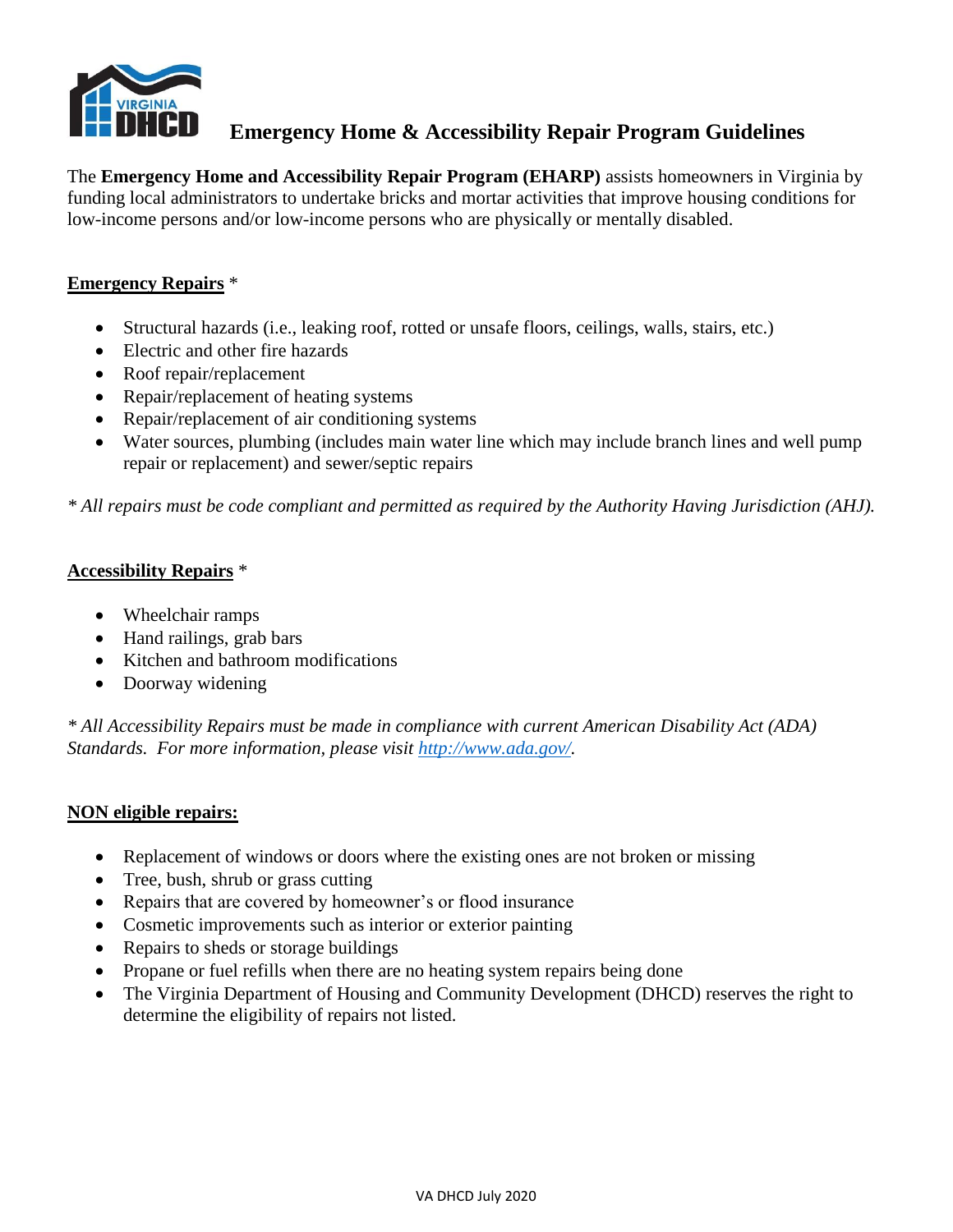# Emergency Home & Accessibility Repair Program Guidelines

The **Emergency Home and Accessibility Repair Program (EHARP)** assists homeowners in Virginia by funding local administrators to undertake bricks and mortar activities that improve housing conditions for low-income persons and/or low-income persons who are physically or mentally disabled.

**Emergency Repairs** *

- Structural hazards (i.e., leaking roof, rotted or unsafe floors, ceilings, walls, stairs, etc.)
- Electric and other fire hazards
- Roof repair/replacement
- Repair/replacement of heating systems
- Repair/replacement of air conditioning systems
- Water sources, plumbing (includes main water line which may include branch lines and well pump repair or replacement) and sewer/septic repairs

*\* All repairs must be code compliant and permitted as required by the Authority Having Jurisdiction (AHJ).*

**Accessibility Repairs** *

- Wheelchair ramps
- Hand railings, grab bars
- Kitchen and bathroom modifications
- Doorway widening

*\* All Accessibility Repairs must be made in compliance with current American Disability Act (ADA) Standards. For more information, please visit [http://www.ada.gov/](http://www.ada.gov/).*

**NON eligible repairs:**

- Replacement of windows or doors where the existing ones are not broken or missing
- Tree, bush, shrub or grass cutting
- Repairs that are covered by homeowner's or flood insurance
- Cosmetic improvements such as interior or exterior painting
- Repairs to sheds or storage buildings
- Propane or fuel refills when there are no heating system repairs being done
- The Virginia Department of Housing and Community Development (DHCD) reserves the right to determine the eligibility of repairs not listed.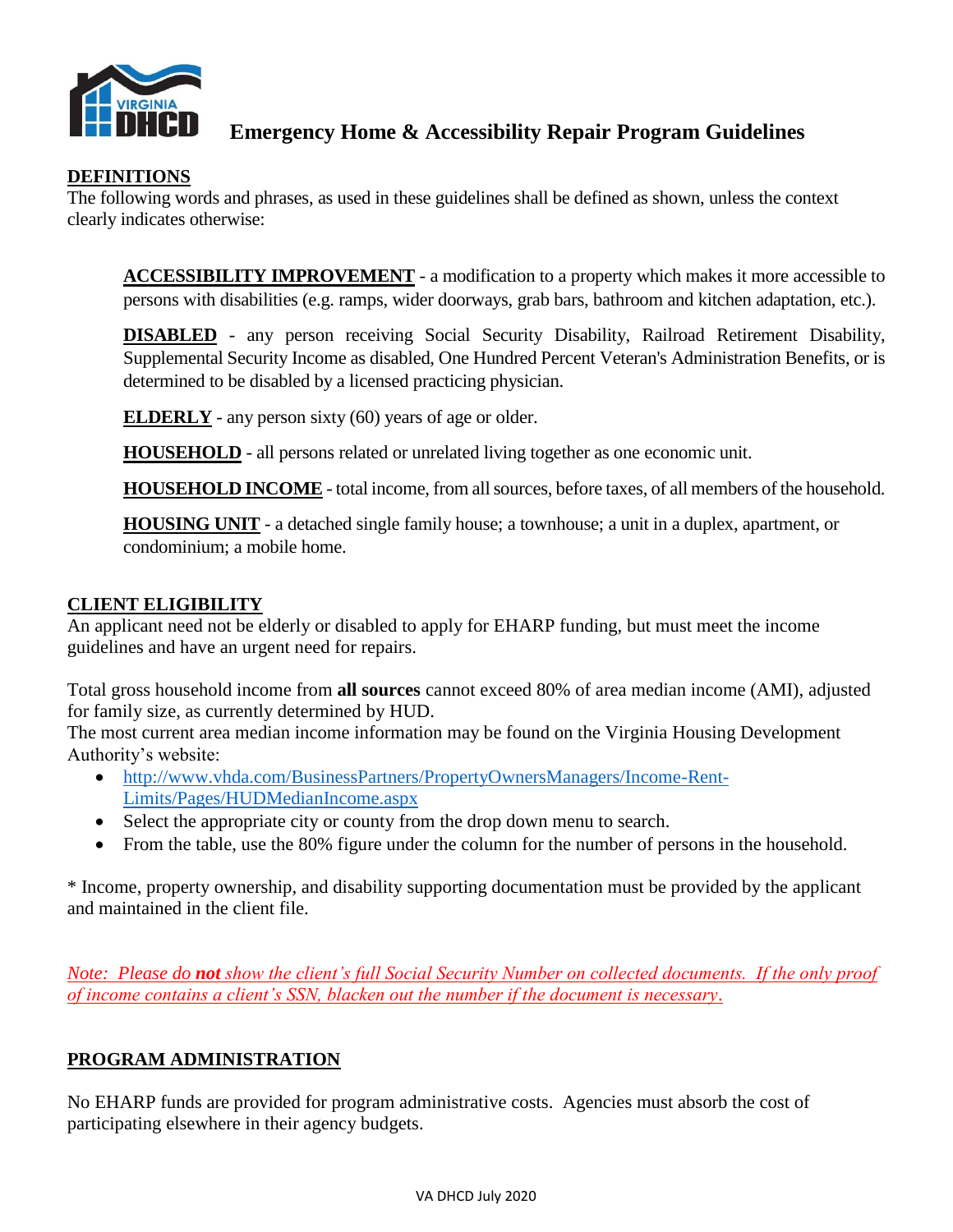# Emergency Home & Accessibility Repair Program Guidelines

## DEFINITIONS

The following words and phrases, as used in these guidelines shall be defined as shown, unless the context clearly indicates otherwise:

**ACCESSIBILITY IMPROVEMENT** - a modification to a property which makes it more accessible to persons with disabilities (e.g. ramps, wider doorways, grab bars, bathroom and kitchen adaptation, etc.).

**DISABLED** - any person receiving Social Security Disability, Railroad Retirement Disability, Supplemental Security Income as disabled, One Hundred Percent Veteran's Administration Benefits, or is determined to be disabled by a licensed practicing physician.

**ELDERLY** - any person sixty (60) years of age or older.

**HOUSEHOLD** - all persons related or unrelated living together as one economic unit.

**HOUSEHOLD INCOME** - total income, from all sources, before taxes, of all members of the household.

**HOUSING UNIT** - a detached single family house; a townhouse; a unit in a duplex, apartment, or condominium; a mobile home.

## CLIENT ELIGIBILITY

An applicant need not be elderly or disabled to apply for EHARP funding, but must meet the income guidelines and have an urgent need for repairs.

Total gross household income from **all sources** cannot exceed 80% of area median income (AMI), adjusted for family size, as currently determined by HUD.
The most current area median income information may be found on the Virginia Housing Development Authority's website:

- http://www.vhda.com/BusinessPartners/PropertyOwnersManagers/Income-Rent-Limits/Pages/HUDMedianIncome.aspx
- Select the appropriate city or county from the drop down menu to search.
- From the table, use the 80% figure under the column for the number of persons in the household.

* Income, property ownership, and disability supporting documentation must be provided by the applicant and maintained in the client file.

*Note: Please do **not** show the client's full Social Security Number on collected documents. If the only proof of income contains a client's SSN, blacken out the number if the document is necessary.*

## PROGRAM ADMINISTRATION

No EHARP funds are provided for program administrative costs. Agencies must absorb the cost of participating elsewhere in their agency budgets.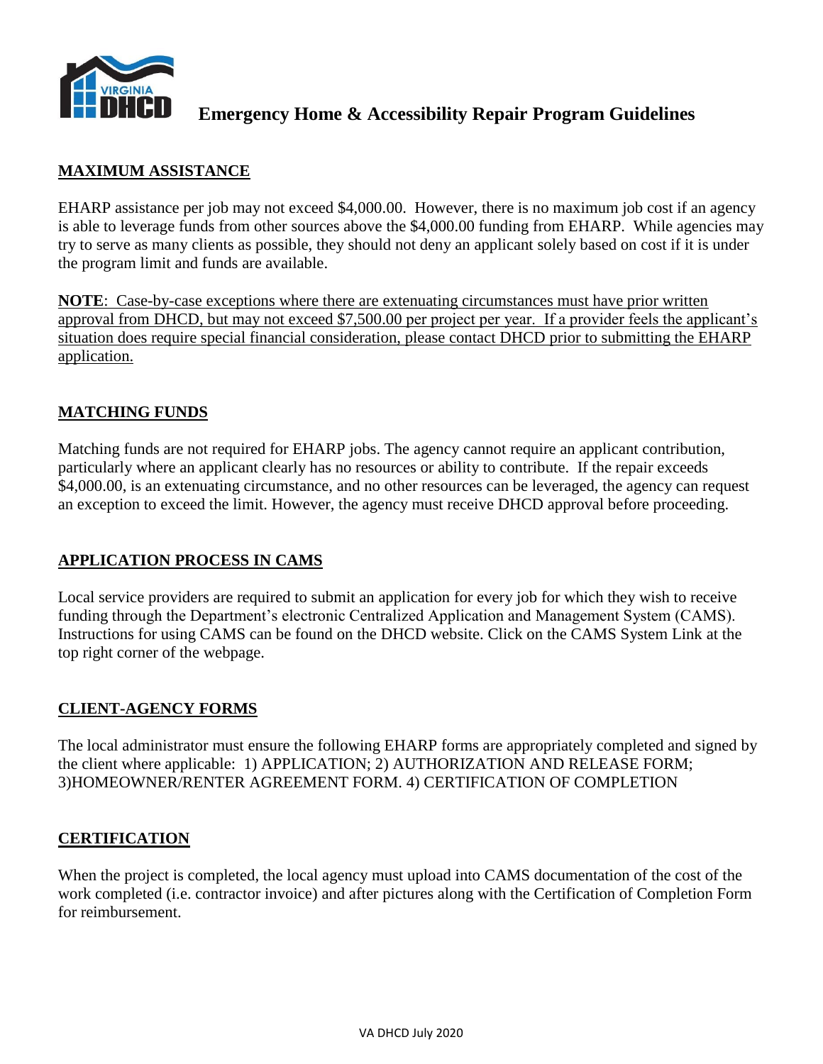# Emergency Home & Accessibility Repair Program Guidelines

## MAXIMUM ASSISTANCE

EHARP assistance per job may not exceed $4,000.00. However, there is no maximum job cost if an agency is able to leverage funds from other sources above the $4,000.00 funding from EHARP. While agencies may try to serve as many clients as possible, they should not deny an applicant solely based on cost if it is under the program limit and funds are available.

**NOTE**: Case-by-case exceptions where there are extenuating circumstances must have prior written approval from DHCD, but may not exceed $7,500.00 per project per year. If a provider feels the applicant's situation does require special financial consideration, please contact DHCD prior to submitting the EHARP application.

## MATCHING FUNDS

Matching funds are not required for EHARP jobs. The agency cannot require an applicant contribution, particularly where an applicant clearly has no resources or ability to contribute. If the repair exceeds $4,000.00, is an extenuating circumstance, and no other resources can be leveraged, the agency can request an exception to exceed the limit. However, the agency must receive DHCD approval before proceeding.

## APPLICATION PROCESS IN CAMS

Local service providers are required to submit an application for every job for which they wish to receive funding through the Department's electronic Centralized Application and Management System (CAMS). Instructions for using CAMS can be found on the DHCD website. Click on the CAMS System Link at the top right corner of the webpage.

## CLIENT-AGENCY FORMS

The local administrator must ensure the following EHARP forms are appropriately completed and signed by the client where applicable: 1) APPLICATION; 2) AUTHORIZATION AND RELEASE FORM; 3)HOMEOWNER/RENTER AGREEMENT FORM. 4) CERTIFICATION OF COMPLETION

## CERTIFICATION

When the project is completed, the local agency must upload into CAMS documentation of the cost of the work completed (i.e. contractor invoice) and after pictures along with the Certification of Completion Form for reimbursement.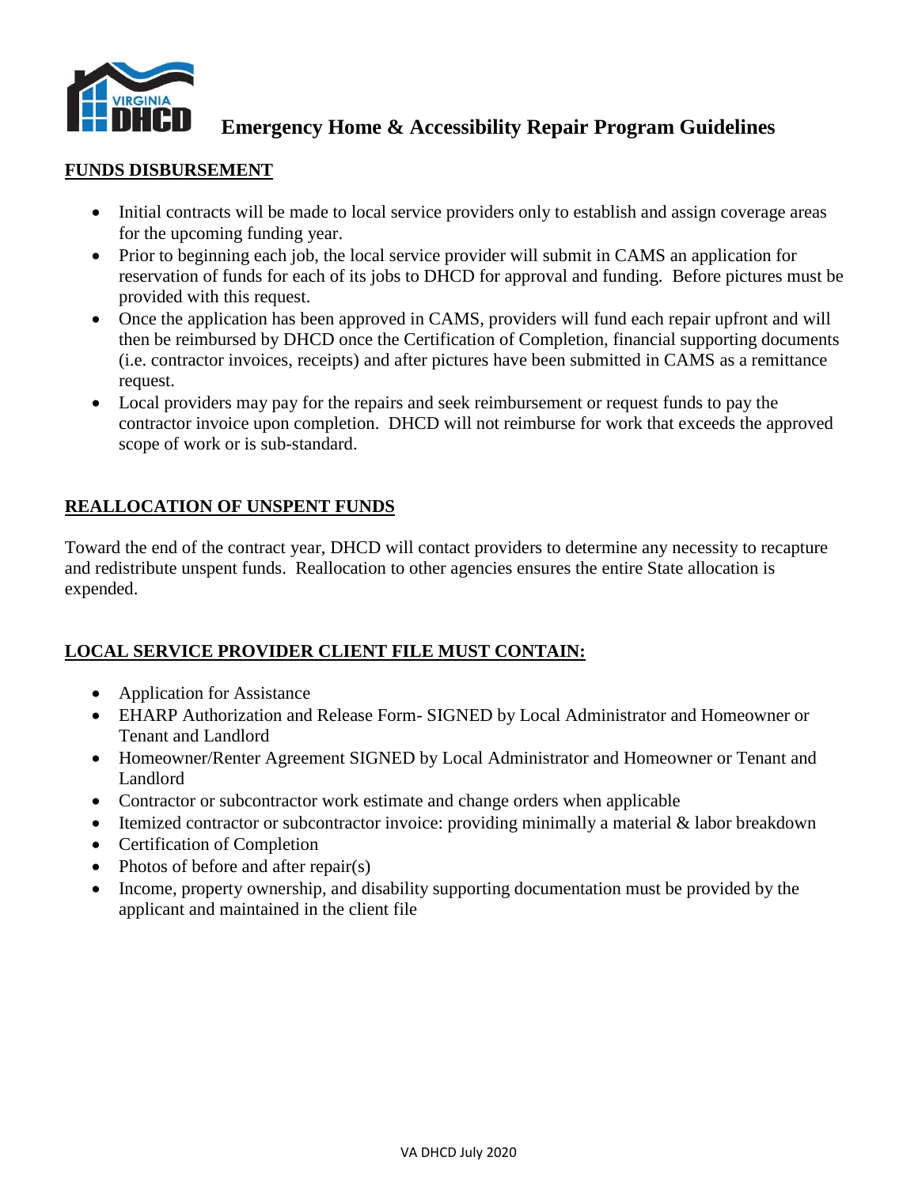# Emergency Home & Accessibility Repair Program Guidelines

## FUNDS DISBURSEMENT

- Initial contracts will be made to local service providers only to establish and assign coverage areas for the upcoming funding year.
- Prior to beginning each job, the local service provider will submit in CAMS an application for reservation of funds for each of its jobs to DHCD for approval and funding. Before pictures must be provided with this request.
- Once the application has been approved in CAMS, providers will fund each repair upfront and will then be reimbursed by DHCD once the Certification of Completion, financial supporting documents (i.e. contractor invoices, receipts) and after pictures have been submitted in CAMS as a remittance request.
- Local providers may pay for the repairs and seek reimbursement or request funds to pay the contractor invoice upon completion. DHCD will not reimburse for work that exceeds the approved scope of work or is sub-standard.

## REALLOCATION OF UNSPENT FUNDS

Toward the end of the contract year, DHCD will contact providers to determine any necessity to recapture and redistribute unspent funds. Reallocation to other agencies ensures the entire State allocation is expended.

## LOCAL SERVICE PROVIDER CLIENT FILE MUST CONTAIN:

- Application for Assistance
- EHARP Authorization and Release Form- SIGNED by Local Administrator and Homeowner or Tenant and Landlord
- Homeowner/Renter Agreement SIGNED by Local Administrator and Homeowner or Tenant and Landlord
- Contractor or subcontractor work estimate and change orders when applicable
- Itemized contractor or subcontractor invoice: providing minimally a material & labor breakdown
- Certification of Completion
- Photos of before and after repair(s)
- Income, property ownership, and disability supporting documentation must be provided by the applicant and maintained in the client file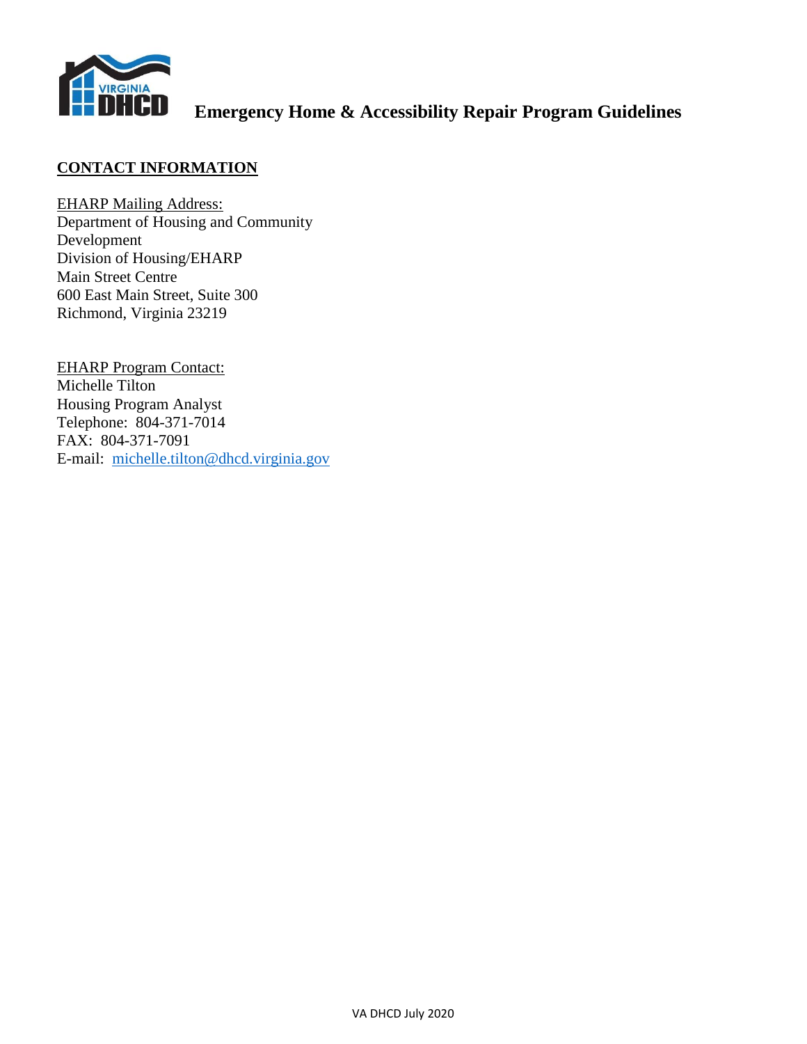# Emergency Home & Accessibility Repair Program Guidelines

## CONTACT INFORMATION

EHARP Mailing Address:
Department of Housing and Community Development
Division of Housing/EHARP
Main Street Centre
600 East Main Street, Suite 300
Richmond, Virginia 23219

EHARP Program Contact:
Michelle Tilton
Housing Program Analyst
Telephone: 804-371-7014
FAX: 804-371-7091
E-mail: michelle.tilton@dhcd.virginia.gov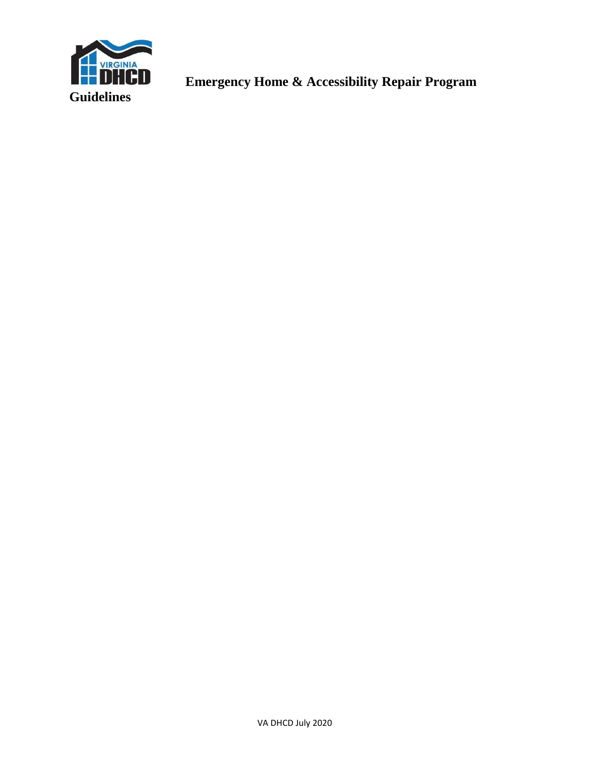**Emergency Home & Accessibility Repair Program**

**Guidelines**

VA DHCD July 2020